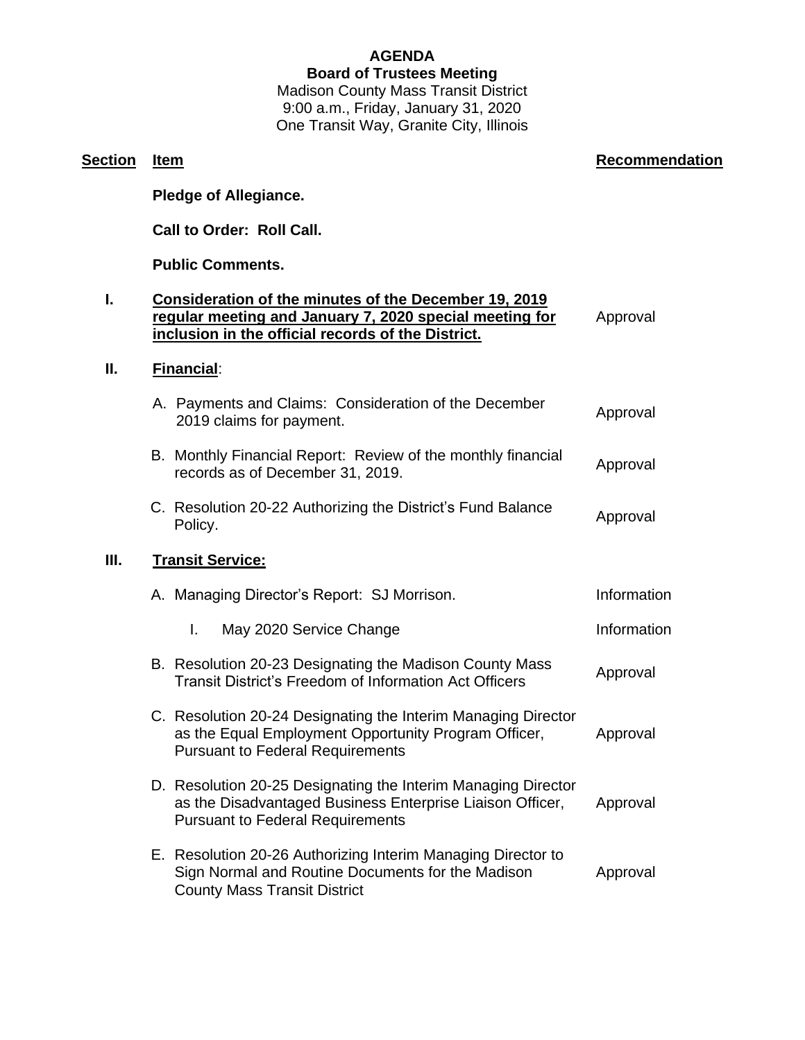# AGENDA

## Board of Trustees Meeting

Madison County Mass Transit District
9:00 a.m., Friday, January 31, 2020
One Transit Way, Granite City, Illinois

| Section | Item | Recommendation |
|---|---|---|
| | **Pledge of Allegiance.** | |
| | **Call to Order: Roll Call.** | |
| | **Public Comments.** | |
| **I.** | **Consideration of the minutes of the December 19, 2019 regular meeting and January 7, 2020 special meeting for inclusion in the official records of the District.** | Approval |
| **II.** | **Financial**: | |
| | A. Payments and Claims: Consideration of the December 2019 claims for payment. | Approval |
| | B. Monthly Financial Report: Review of the monthly financial records as of December 31, 2019. | Approval |
| | C. Resolution 20-22 Authorizing the District's Fund Balance Policy. | Approval |
| **III.** | **Transit Service:** | |
| | A. Managing Director's Report: SJ Morrison. | Information |
| | I. May 2020 Service Change | Information |
| | B. Resolution 20-23 Designating the Madison County Mass Transit District's Freedom of Information Act Officers | Approval |
| | C. Resolution 20-24 Designating the Interim Managing Director as the Equal Employment Opportunity Program Officer, Pursuant to Federal Requirements | Approval |
| | D. Resolution 20-25 Designating the Interim Managing Director as the Disadvantaged Business Enterprise Liaison Officer, Pursuant to Federal Requirements | Approval |
| | E. Resolution 20-26 Authorizing Interim Managing Director to Sign Normal and Routine Documents for the Madison County Mass Transit District | Approval |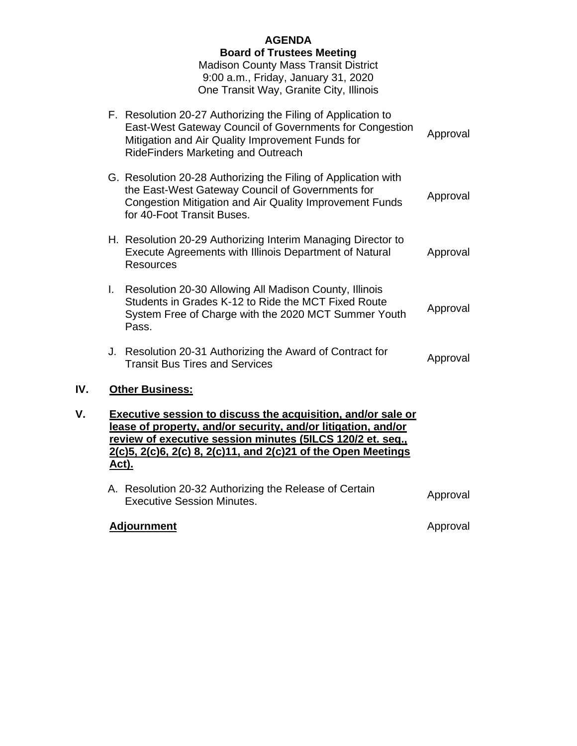**AGENDA**
**Board of Trustees Meeting**
Madison County Mass Transit District
9:00 a.m., Friday, January 31, 2020
One Transit Way, Granite City, Illinois

| | |
|---|---|
| F. Resolution 20-27 Authorizing the Filing of Application to East-West Gateway Council of Governments for Congestion Mitigation and Air Quality Improvement Funds for RideFinders Marketing and Outreach | Approval |
| G. Resolution 20-28 Authorizing the Filing of Application with the East-West Gateway Council of Governments for Congestion Mitigation and Air Quality Improvement Funds for 40-Foot Transit Buses. | Approval |
| H. Resolution 20-29 Authorizing Interim Managing Director to Execute Agreements with Illinois Department of Natural Resources | Approval |
| I. Resolution 20-30 Allowing All Madison County, Illinois Students in Grades K-12 to Ride the MCT Fixed Route System Free of Charge with the 2020 MCT Summer Youth Pass. | Approval |
| J. Resolution 20-31 Authorizing the Award of Contract for Transit Bus Tires and Services | Approval |

**IV. Other Business:**

**V. Executive session to discuss the acquisition, and/or sale or lease of property, and/or security, and/or litigation, and/or review of executive session minutes (5ILCS 120/2 et. seq., 2(c)5, 2(c)6, 2(c) 8, 2(c)11, and 2(c)21 of the Open Meetings Act).**

| | |
|---|---|
| A. Resolution 20-32 Authorizing the Release of Certain Executive Session Minutes. | Approval |
| **Adjournment** | Approval |